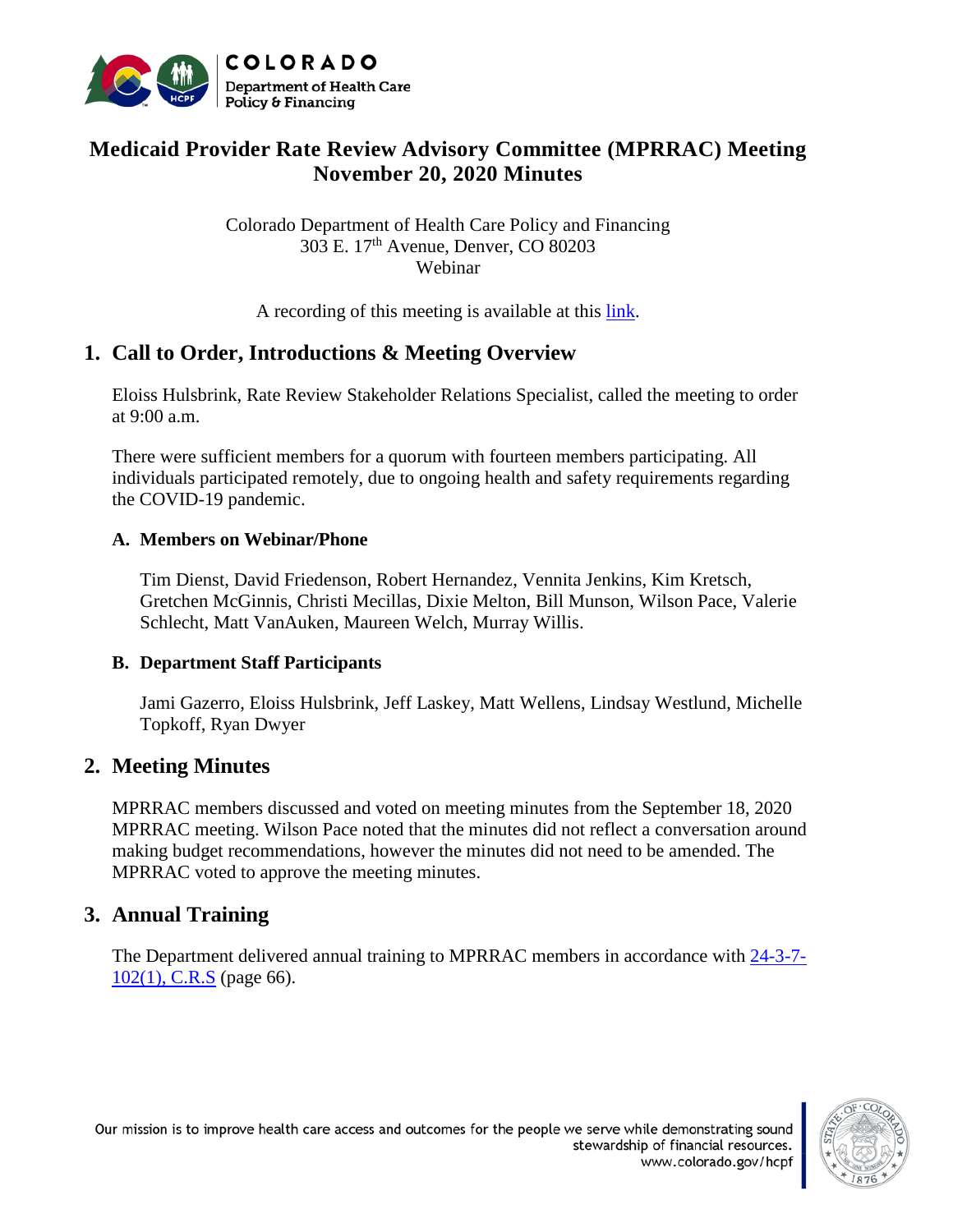# Medicaid Provider Rate Review Advisory Committee (MPRRAC) Meeting November 20, 2020 Minutes

Colorado Department of Health Care Policy and Financing
303 E. 17th Avenue, Denver, CO 80203
Webinar

A recording of this meeting is available at this link.

## 1. Call to Order, Introductions & Meeting Overview

Eloiss Hulsbrink, Rate Review Stakeholder Relations Specialist, called the meeting to order at 9:00 a.m.

There were sufficient members for a quorum with fourteen members participating. All individuals participated remotely, due to ongoing health and safety requirements regarding the COVID-19 pandemic.

### A. Members on Webinar/Phone

Tim Dienst, David Friedenson, Robert Hernandez, Vennita Jenkins, Kim Kretsch, Gretchen McGinnis, Christi Mecillas, Dixie Melton, Bill Munson, Wilson Pace, Valerie Schlecht, Matt VanAuken, Maureen Welch, Murray Willis.

### B. Department Staff Participants

Jami Gazerro, Eloiss Hulsbrink, Jeff Laskey, Matt Wellens, Lindsay Westlund, Michelle Topkoff, Ryan Dwyer

## 2. Meeting Minutes

MPRRAC members discussed and voted on meeting minutes from the September 18, 2020 MPRRAC meeting. Wilson Pace noted that the minutes did not reflect a conversation around making budget recommendations, however the minutes did not need to be amended. The MPRRAC voted to approve the meeting minutes.

## 3. Annual Training

The Department delivered annual training to MPRRAC members in accordance with 24-3-7-102(1), C.R.S (page 66).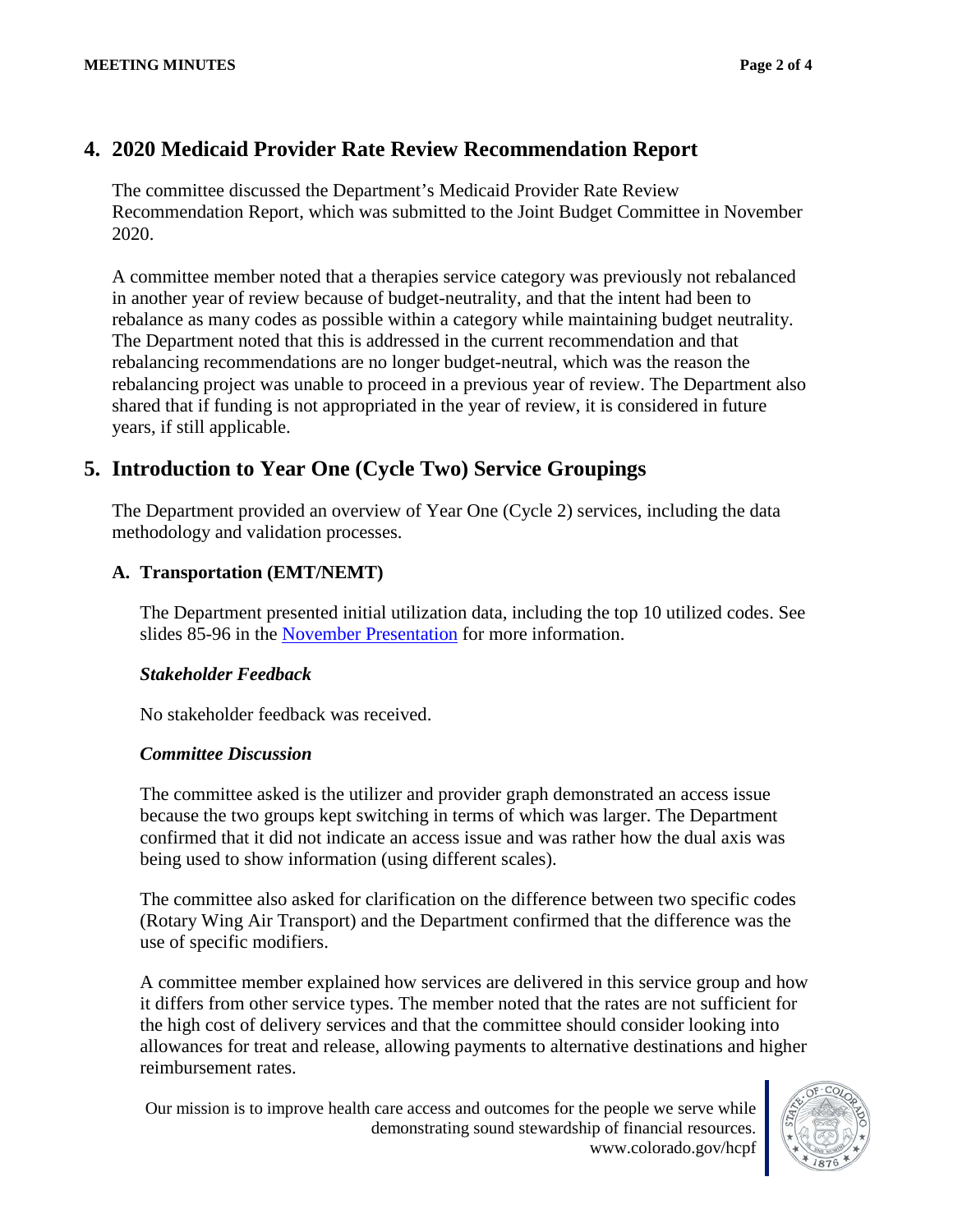## 4. 2020 Medicaid Provider Rate Review Recommendation Report

The committee discussed the Department's Medicaid Provider Rate Review Recommendation Report, which was submitted to the Joint Budget Committee in November 2020.

A committee member noted that a therapies service category was previously not rebalanced in another year of review because of budget-neutrality, and that the intent had been to rebalance as many codes as possible within a category while maintaining budget neutrality. The Department noted that this is addressed in the current recommendation and that rebalancing recommendations are no longer budget-neutral, which was the reason the rebalancing project was unable to proceed in a previous year of review. The Department also shared that if funding is not appropriated in the year of review, it is considered in future years, if still applicable.

## 5. Introduction to Year One (Cycle Two) Service Groupings

The Department provided an overview of Year One (Cycle 2) services, including the data methodology and validation processes.

### A. Transportation (EMT/NEMT)

The Department presented initial utilization data, including the top 10 utilized codes. See slides 85-96 in the [November Presentation] for more information.

#### *Stakeholder Feedback*

No stakeholder feedback was received.

#### *Committee Discussion*

The committee asked is the utilizer and provider graph demonstrated an access issue because the two groups kept switching in terms of which was larger. The Department confirmed that it did not indicate an access issue and was rather how the dual axis was being used to show information (using different scales).

The committee also asked for clarification on the difference between two specific codes (Rotary Wing Air Transport) and the Department confirmed that the difference was the use of specific modifiers.

A committee member explained how services are delivered in this service group and how it differs from other service types. The member noted that the rates are not sufficient for the high cost of delivery services and that the committee should consider looking into allowances for treat and release, allowing payments to alternative destinations and higher reimbursement rates.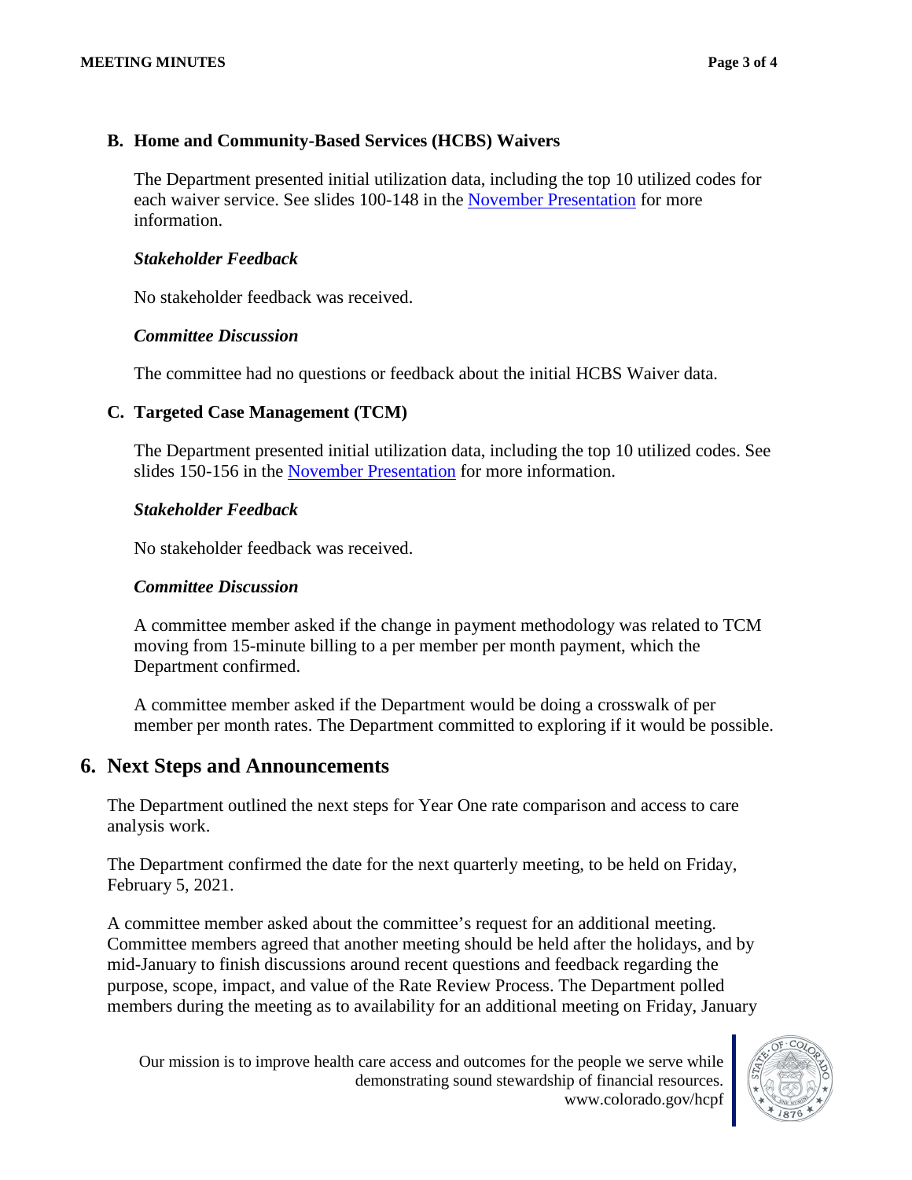### B. Home and Community-Based Services (HCBS) Waivers

The Department presented initial utilization data, including the top 10 utilized codes for each waiver service. See slides 100-148 in the [November Presentation](#) for more information.

#### *Stakeholder Feedback*

No stakeholder feedback was received.

#### *Committee Discussion*

The committee had no questions or feedback about the initial HCBS Waiver data.

### C. Targeted Case Management (TCM)

The Department presented initial utilization data, including the top 10 utilized codes. See slides 150-156 in the [November Presentation](#) for more information.

#### *Stakeholder Feedback*

No stakeholder feedback was received.

#### *Committee Discussion*

A committee member asked if the change in payment methodology was related to TCM moving from 15-minute billing to a per member per month payment, which the Department confirmed.

A committee member asked if the Department would be doing a crosswalk of per member per month rates. The Department committed to exploring if it would be possible.

## 6. Next Steps and Announcements

The Department outlined the next steps for Year One rate comparison and access to care analysis work.

The Department confirmed the date for the next quarterly meeting, to be held on Friday, February 5, 2021.

A committee member asked about the committee's request for an additional meeting. Committee members agreed that another meeting should be held after the holidays, and by mid-January to finish discussions around recent questions and feedback regarding the purpose, scope, impact, and value of the Rate Review Process. The Department polled members during the meeting as to availability for an additional meeting on Friday, January

Our mission is to improve health care access and outcomes for the people we serve while demonstrating sound stewardship of financial resources.
www.colorado.gov/hcpf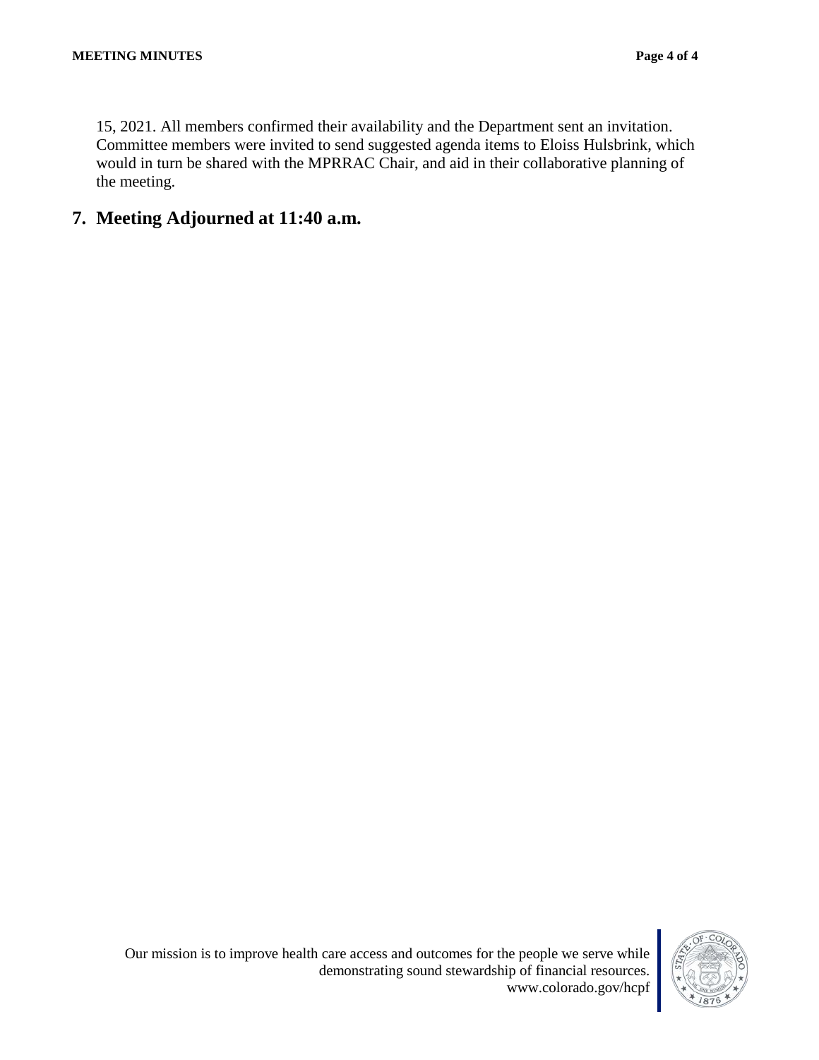15, 2021. All members confirmed their availability and the Department sent an invitation. Committee members were invited to send suggested agenda items to Eloiss Hulsbrink, which would in turn be shared with the MPRRAC Chair, and aid in their collaborative planning of the meeting.

## 7. Meeting Adjourned at 11:40 a.m.

Our mission is to improve health care access and outcomes for the people we serve while demonstrating sound stewardship of financial resources.
www.colorado.gov/hcpf